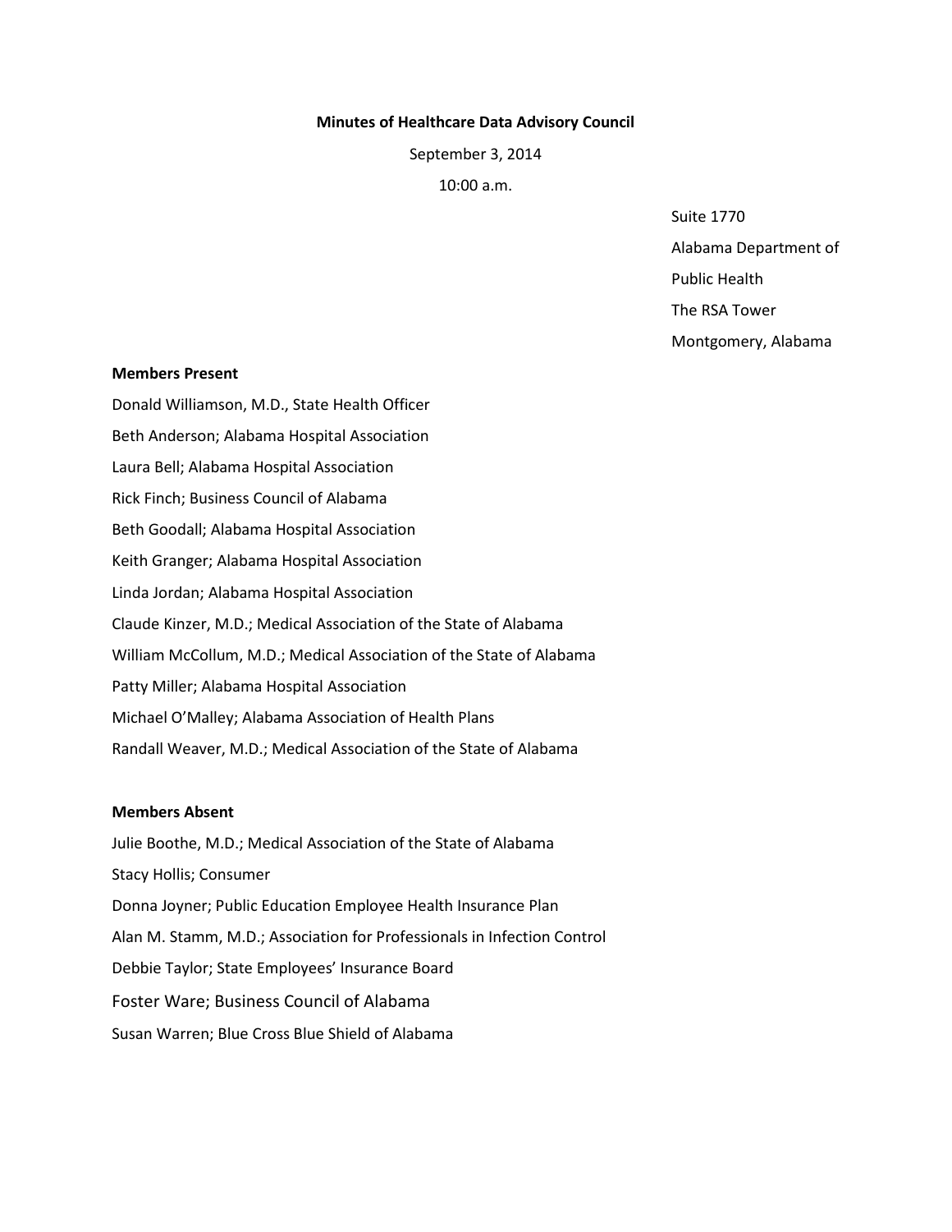**Minutes of Healthcare Data Advisory Council**

September 3, 2014

10:00 a.m.

Suite 1770

Alabama Department of

Public Health

The RSA Tower

Montgomery, Alabama

**Members Present**

Donald Williamson, M.D., State Health Officer

Beth Anderson; Alabama Hospital Association

Laura Bell; Alabama Hospital Association

Rick Finch; Business Council of Alabama

Beth Goodall; Alabama Hospital Association

Keith Granger; Alabama Hospital Association

Linda Jordan; Alabama Hospital Association

Claude Kinzer, M.D.; Medical Association of the State of Alabama

William McCollum, M.D.; Medical Association of the State of Alabama

Patty Miller; Alabama Hospital Association

Michael O'Malley; Alabama Association of Health Plans

Randall Weaver, M.D.; Medical Association of the State of Alabama

**Members Absent**

Julie Boothe, M.D.; Medical Association of the State of Alabama

Stacy Hollis; Consumer

Donna Joyner; Public Education Employee Health Insurance Plan

Alan M. Stamm, M.D.; Association for Professionals in Infection Control

Debbie Taylor; State Employees' Insurance Board

Foster Ware; Business Council of Alabama

Susan Warren; Blue Cross Blue Shield of Alabama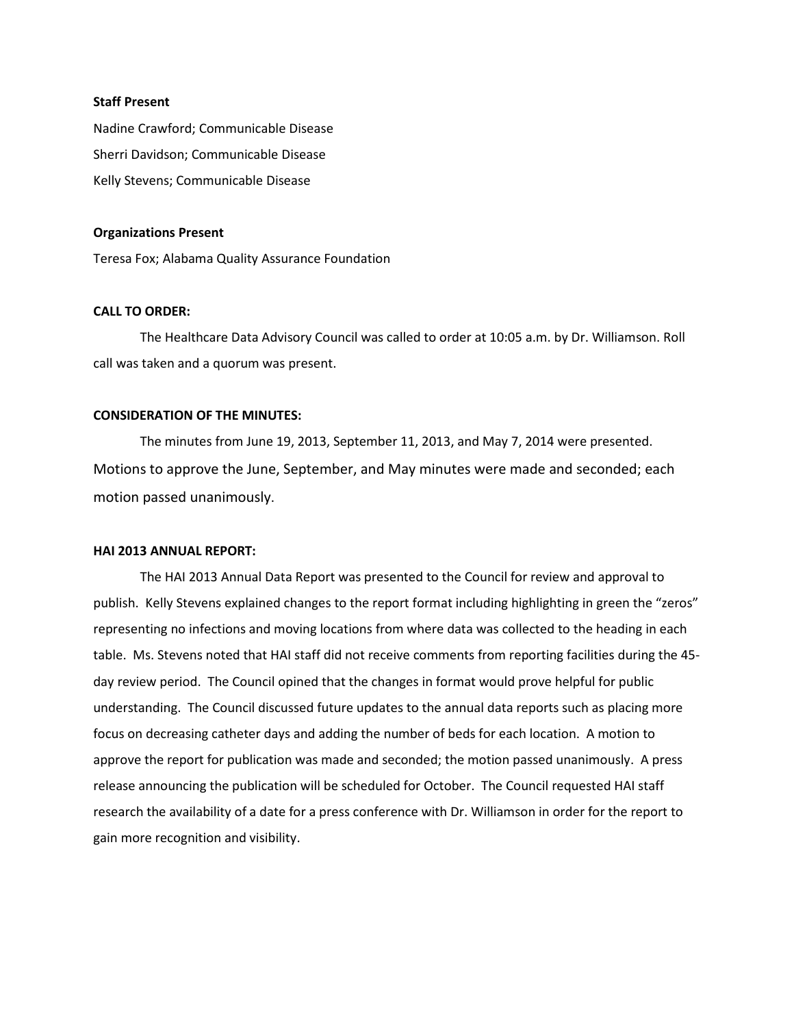**Staff Present**

Nadine Crawford; Communicable Disease

Sherri Davidson; Communicable Disease

Kelly Stevens; Communicable Disease

**Organizations Present**

Teresa Fox; Alabama Quality Assurance Foundation

**CALL TO ORDER:**

The Healthcare Data Advisory Council was called to order at 10:05 a.m. by Dr. Williamson. Roll call was taken and a quorum was present.

**CONSIDERATION OF THE MINUTES:**

The minutes from June 19, 2013, September 11, 2013, and May 7, 2014 were presented. Motions to approve the June, September, and May minutes were made and seconded; each motion passed unanimously.

**HAI 2013 ANNUAL REPORT:**

The HAI 2013 Annual Data Report was presented to the Council for review and approval to publish. Kelly Stevens explained changes to the report format including highlighting in green the "zeros" representing no infections and moving locations from where data was collected to the heading in each table. Ms. Stevens noted that HAI staff did not receive comments from reporting facilities during the 45-day review period. The Council opined that the changes in format would prove helpful for public understanding. The Council discussed future updates to the annual data reports such as placing more focus on decreasing catheter days and adding the number of beds for each location. A motion to approve the report for publication was made and seconded; the motion passed unanimously. A press release announcing the publication will be scheduled for October. The Council requested HAI staff research the availability of a date for a press conference with Dr. Williamson in order for the report to gain more recognition and visibility.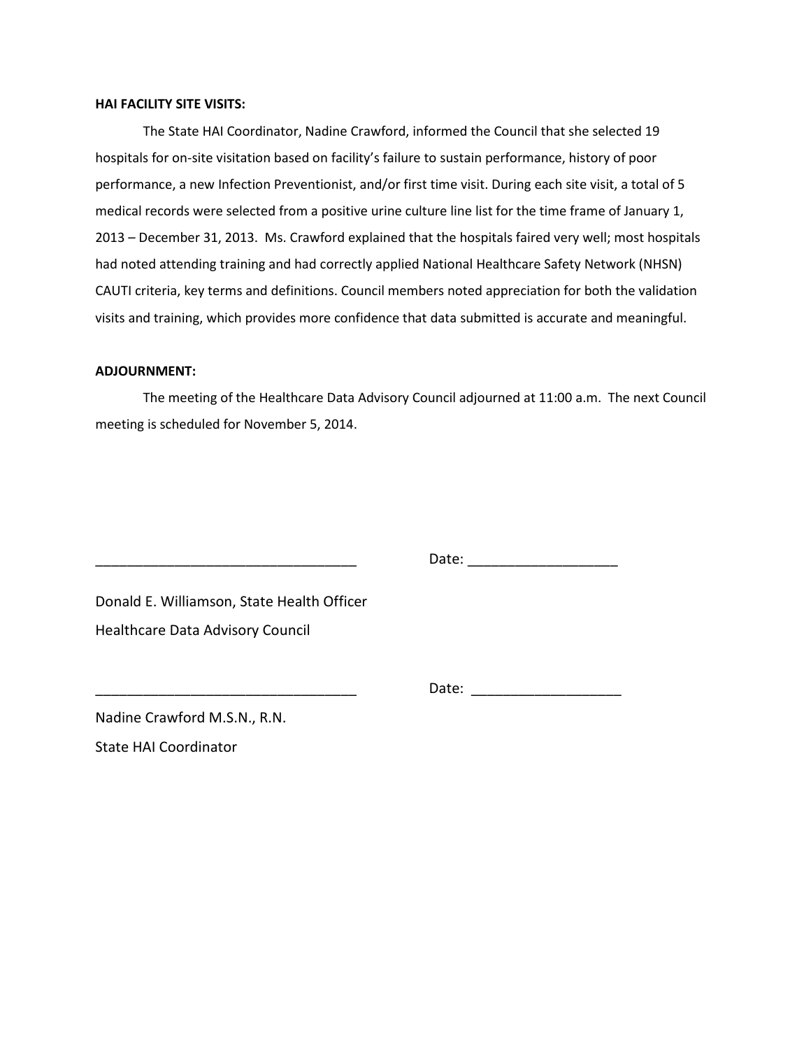**HAI FACILITY SITE VISITS:**

The State HAI Coordinator, Nadine Crawford, informed the Council that she selected 19 hospitals for on-site visitation based on facility's failure to sustain performance, history of poor performance, a new Infection Preventionist, and/or first time visit. During each site visit, a total of 5 medical records were selected from a positive urine culture line list for the time frame of January 1, 2013 – December 31, 2013. Ms. Crawford explained that the hospitals faired very well; most hospitals had noted attending training and had correctly applied National Healthcare Safety Network (NHSN) CAUTI criteria, key terms and definitions. Council members noted appreciation for both the validation visits and training, which provides more confidence that data submitted is accurate and meaningful.

**ADJOURNMENT:**

The meeting of the Healthcare Data Advisory Council adjourned at 11:00 a.m. The next Council meeting is scheduled for November 5, 2014.

_________________________________ Date: ___________________

Donald E. Williamson, State Health Officer

Healthcare Data Advisory Council

_________________________________ Date: ___________________

Nadine Crawford M.S.N., R.N.

State HAI Coordinator